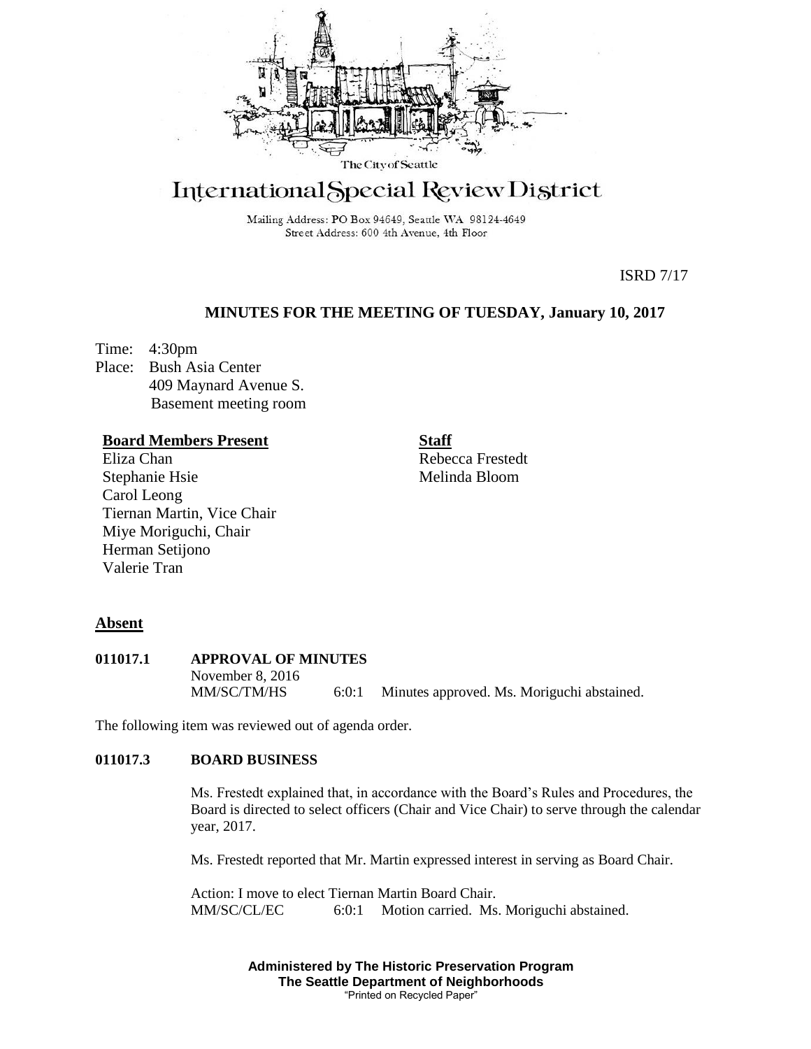The City of Seattle

# International Special Review District

Mailing Address: PO Box 94649, Seattle WA 98124-4649
Street Address: 600 4th Avenue, 4th Floor

ISRD 7/17

## MINUTES FOR THE MEETING OF TUESDAY, January 10, 2017

Time: 4:30pm
Place: Bush Asia Center
409 Maynard Avenue S.
Basement meeting room

**Board Members Present**
Eliza Chan
Stephanie Hsie
Carol Leong
Tiernan Martin, Vice Chair
Miye Moriguchi, Chair
Herman Setijono
Valerie Tran

**Staff**
Rebecca Frestedt
Melinda Bloom

**Absent**

**011017.1 APPROVAL OF MINUTES**

November 8, 2016
MM/SC/TM/HS 6:0:1 Minutes approved. Ms. Moriguchi abstained.

The following item was reviewed out of agenda order.

**011017.3 BOARD BUSINESS**

Ms. Frestedt explained that, in accordance with the Board's Rules and Procedures, the Board is directed to select officers (Chair and Vice Chair) to serve through the calendar year, 2017.

Ms. Frestedt reported that Mr. Martin expressed interest in serving as Board Chair.

Action: I move to elect Tiernan Martin Board Chair.
MM/SC/CL/EC 6:0:1 Motion carried. Ms. Moriguchi abstained.

**Administered by The Historic Preservation Program**
**The Seattle Department of Neighborhoods**
"Printed on Recycled Paper"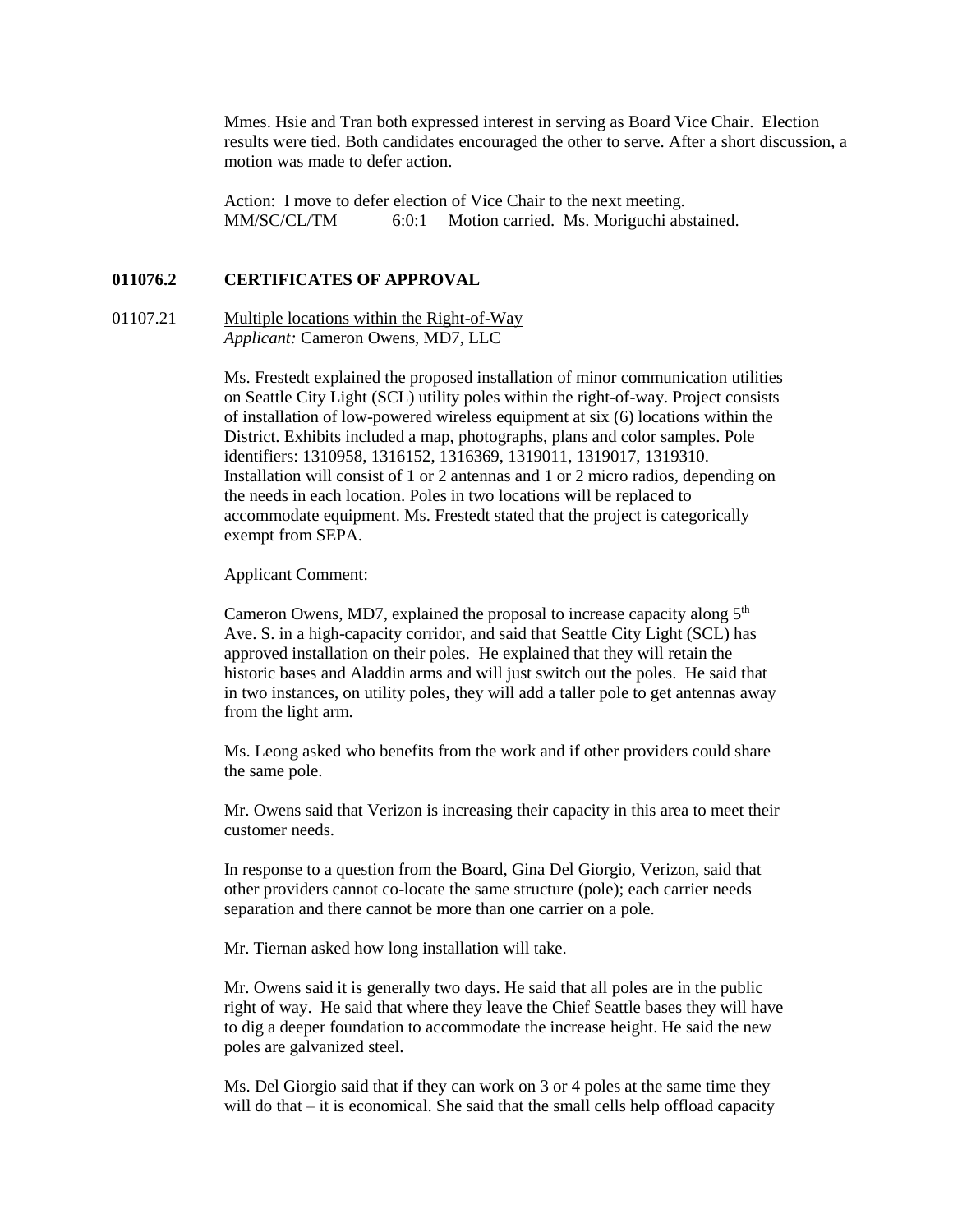Mmes. Hsie and Tran both expressed interest in serving as Board Vice Chair. Election results were tied. Both candidates encouraged the other to serve. After a short discussion, a motion was made to defer action.

Action: I move to defer election of Vice Chair to the next meeting.
MM/SC/CL/TM 6:0:1 Motion carried. Ms. Moriguchi abstained.

**011076.2 CERTIFICATES OF APPROVAL**

01107.21 Multiple locations within the Right-of-Way
*Applicant:* Cameron Owens, MD7, LLC

Ms. Frestedt explained the proposed installation of minor communication utilities on Seattle City Light (SCL) utility poles within the right-of-way. Project consists of installation of low-powered wireless equipment at six (6) locations within the District. Exhibits included a map, photographs, plans and color samples. Pole identifiers: 1310958, 1316152, 1316369, 1319011, 1319017, 1319310. Installation will consist of 1 or 2 antennas and 1 or 2 micro radios, depending on the needs in each location. Poles in two locations will be replaced to accommodate equipment. Ms. Frestedt stated that the project is categorically exempt from SEPA.

Applicant Comment:

Cameron Owens, MD7, explained the proposal to increase capacity along 5th Ave. S. in a high-capacity corridor, and said that Seattle City Light (SCL) has approved installation on their poles. He explained that they will retain the historic bases and Aladdin arms and will just switch out the poles. He said that in two instances, on utility poles, they will add a taller pole to get antennas away from the light arm.

Ms. Leong asked who benefits from the work and if other providers could share the same pole.

Mr. Owens said that Verizon is increasing their capacity in this area to meet their customer needs.

In response to a question from the Board, Gina Del Giorgio, Verizon, said that other providers cannot co-locate the same structure (pole); each carrier needs separation and there cannot be more than one carrier on a pole.

Mr. Tiernan asked how long installation will take.

Mr. Owens said it is generally two days. He said that all poles are in the public right of way. He said that where they leave the Chief Seattle bases they will have to dig a deeper foundation to accommodate the increase height. He said the new poles are galvanized steel.

Ms. Del Giorgio said that if they can work on 3 or 4 poles at the same time they will do that – it is economical. She said that the small cells help offload capacity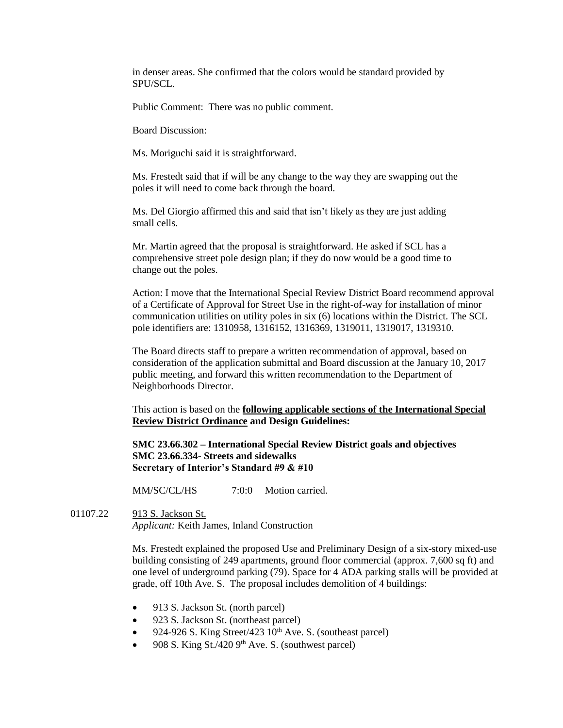in denser areas. She confirmed that the colors would be standard provided by SPU/SCL.

Public Comment: There was no public comment.

Board Discussion:

Ms. Moriguchi said it is straightforward.

Ms. Frestedt said that if will be any change to the way they are swapping out the poles it will need to come back through the board.

Ms. Del Giorgio affirmed this and said that isn't likely as they are just adding small cells.

Mr. Martin agreed that the proposal is straightforward. He asked if SCL has a comprehensive street pole design plan; if they do now would be a good time to change out the poles.

Action: I move that the International Special Review District Board recommend approval of a Certificate of Approval for Street Use in the right-of-way for installation of minor communication utilities on utility poles in six (6) locations within the District. The SCL pole identifiers are: 1310958, 1316152, 1316369, 1319011, 1319017, 1319310.

The Board directs staff to prepare a written recommendation of approval, based on consideration of the application submittal and Board discussion at the January 10, 2017 public meeting, and forward this written recommendation to the Department of Neighborhoods Director.

This action is based on the **following applicable sections of the International Special Review District Ordinance and Design Guidelines:**

**SMC 23.66.302 – International Special Review District goals and objectives**
**SMC 23.66.334- Streets and sidewalks**
**Secretary of Interior's Standard #9 & #10**

MM/SC/CL/HS 7:0:0 Motion carried.

01107.22 913 S. Jackson St.
*Applicant:* Keith James, Inland Construction

Ms. Frestedt explained the proposed Use and Preliminary Design of a six-story mixed-use building consisting of 249 apartments, ground floor commercial (approx. 7,600 sq ft) and one level of underground parking (79). Space for 4 ADA parking stalls will be provided at grade, off 10th Ave. S. The proposal includes demolition of 4 buildings:

- 913 S. Jackson St. (north parcel)
- 923 S. Jackson St. (northeast parcel)
- 924-926 S. King Street/423 10th Ave. S. (southeast parcel)
- 908 S. King St./420 9th Ave. S. (southwest parcel)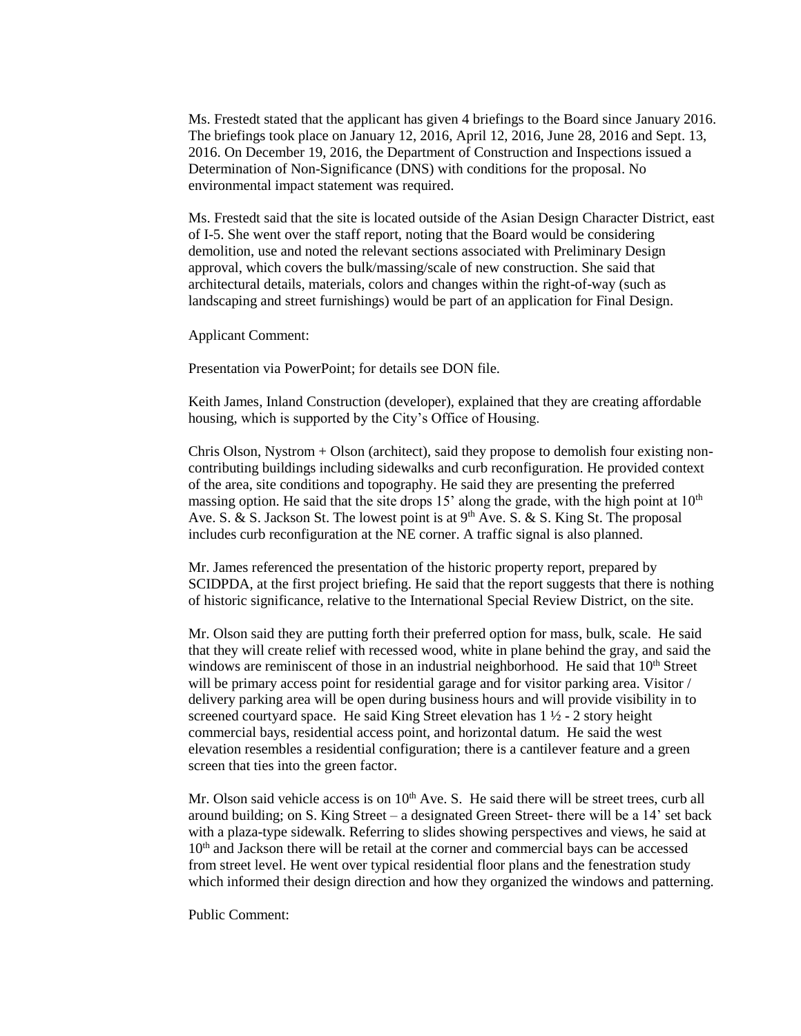Ms. Frestedt stated that the applicant has given 4 briefings to the Board since January 2016. The briefings took place on January 12, 2016, April 12, 2016, June 28, 2016 and Sept. 13, 2016. On December 19, 2016, the Department of Construction and Inspections issued a Determination of Non-Significance (DNS) with conditions for the proposal. No environmental impact statement was required.

Ms. Frestedt said that the site is located outside of the Asian Design Character District, east of I-5. She went over the staff report, noting that the Board would be considering demolition, use and noted the relevant sections associated with Preliminary Design approval, which covers the bulk/massing/scale of new construction. She said that architectural details, materials, colors and changes within the right-of-way (such as landscaping and street furnishings) would be part of an application for Final Design.

Applicant Comment:

Presentation via PowerPoint; for details see DON file.

Keith James, Inland Construction (developer), explained that they are creating affordable housing, which is supported by the City's Office of Housing.

Chris Olson, Nystrom + Olson (architect), said they propose to demolish four existing non-contributing buildings including sidewalks and curb reconfiguration. He provided context of the area, site conditions and topography. He said they are presenting the preferred massing option. He said that the site drops 15' along the grade, with the high point at 10th Ave. S. & S. Jackson St. The lowest point is at 9th Ave. S. & S. King St. The proposal includes curb reconfiguration at the NE corner. A traffic signal is also planned.

Mr. James referenced the presentation of the historic property report, prepared by SCIDPDA, at the first project briefing. He said that the report suggests that there is nothing of historic significance, relative to the International Special Review District, on the site.

Mr. Olson said they are putting forth their preferred option for mass, bulk, scale. He said that they will create relief with recessed wood, white in plane behind the gray, and said the windows are reminiscent of those in an industrial neighborhood. He said that 10th Street will be primary access point for residential garage and for visitor parking area. Visitor / delivery parking area will be open during business hours and will provide visibility in to screened courtyard space. He said King Street elevation has 1 ½ - 2 story height commercial bays, residential access point, and horizontal datum. He said the west elevation resembles a residential configuration; there is a cantilever feature and a green screen that ties into the green factor.

Mr. Olson said vehicle access is on 10th Ave. S. He said there will be street trees, curb all around building; on S. King Street – a designated Green Street- there will be a 14' set back with a plaza-type sidewalk. Referring to slides showing perspectives and views, he said at 10th and Jackson there will be retail at the corner and commercial bays can be accessed from street level. He went over typical residential floor plans and the fenestration study which informed their design direction and how they organized the windows and patterning.

Public Comment: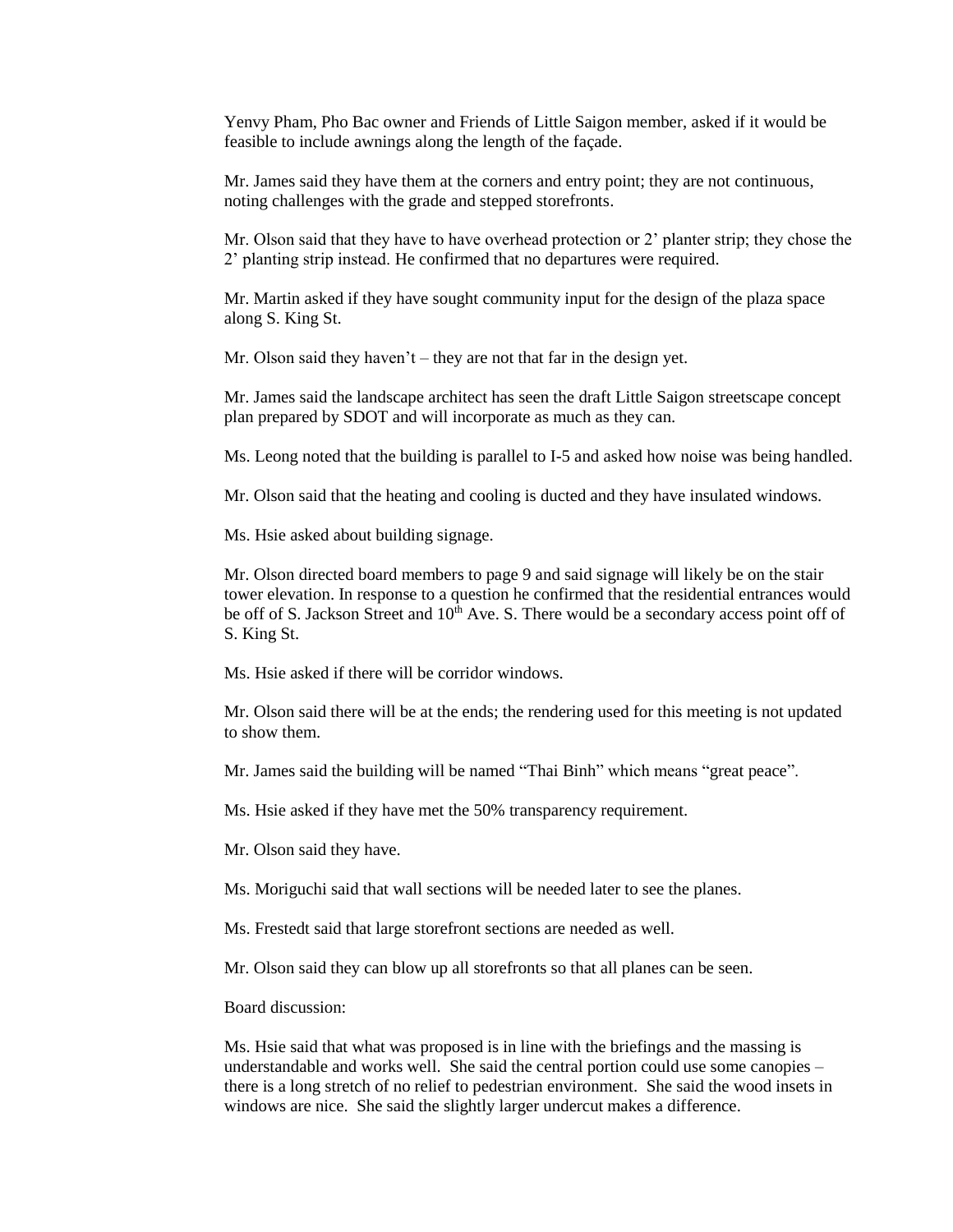Yenvy Pham, Pho Bac owner and Friends of Little Saigon member, asked if it would be feasible to include awnings along the length of the façade.

Mr. James said they have them at the corners and entry point; they are not continuous, noting challenges with the grade and stepped storefronts.

Mr. Olson said that they have to have overhead protection or 2' planter strip; they chose the 2' planting strip instead. He confirmed that no departures were required.

Mr. Martin asked if they have sought community input for the design of the plaza space along S. King St.

Mr. Olson said they haven't – they are not that far in the design yet.

Mr. James said the landscape architect has seen the draft Little Saigon streetscape concept plan prepared by SDOT and will incorporate as much as they can.

Ms. Leong noted that the building is parallel to I-5 and asked how noise was being handled.

Mr. Olson said that the heating and cooling is ducted and they have insulated windows.

Ms. Hsie asked about building signage.

Mr. Olson directed board members to page 9 and said signage will likely be on the stair tower elevation. In response to a question he confirmed that the residential entrances would be off of S. Jackson Street and 10th Ave. S. There would be a secondary access point off of S. King St.

Ms. Hsie asked if there will be corridor windows.

Mr. Olson said there will be at the ends; the rendering used for this meeting is not updated to show them.

Mr. James said the building will be named "Thai Binh" which means "great peace".

Ms. Hsie asked if they have met the 50% transparency requirement.

Mr. Olson said they have.

Ms. Moriguchi said that wall sections will be needed later to see the planes.

Ms. Frestedt said that large storefront sections are needed as well.

Mr. Olson said they can blow up all storefronts so that all planes can be seen.

Board discussion:

Ms. Hsie said that what was proposed is in line with the briefings and the massing is understandable and works well. She said the central portion could use some canopies – there is a long stretch of no relief to pedestrian environment. She said the wood insets in windows are nice. She said the slightly larger undercut makes a difference.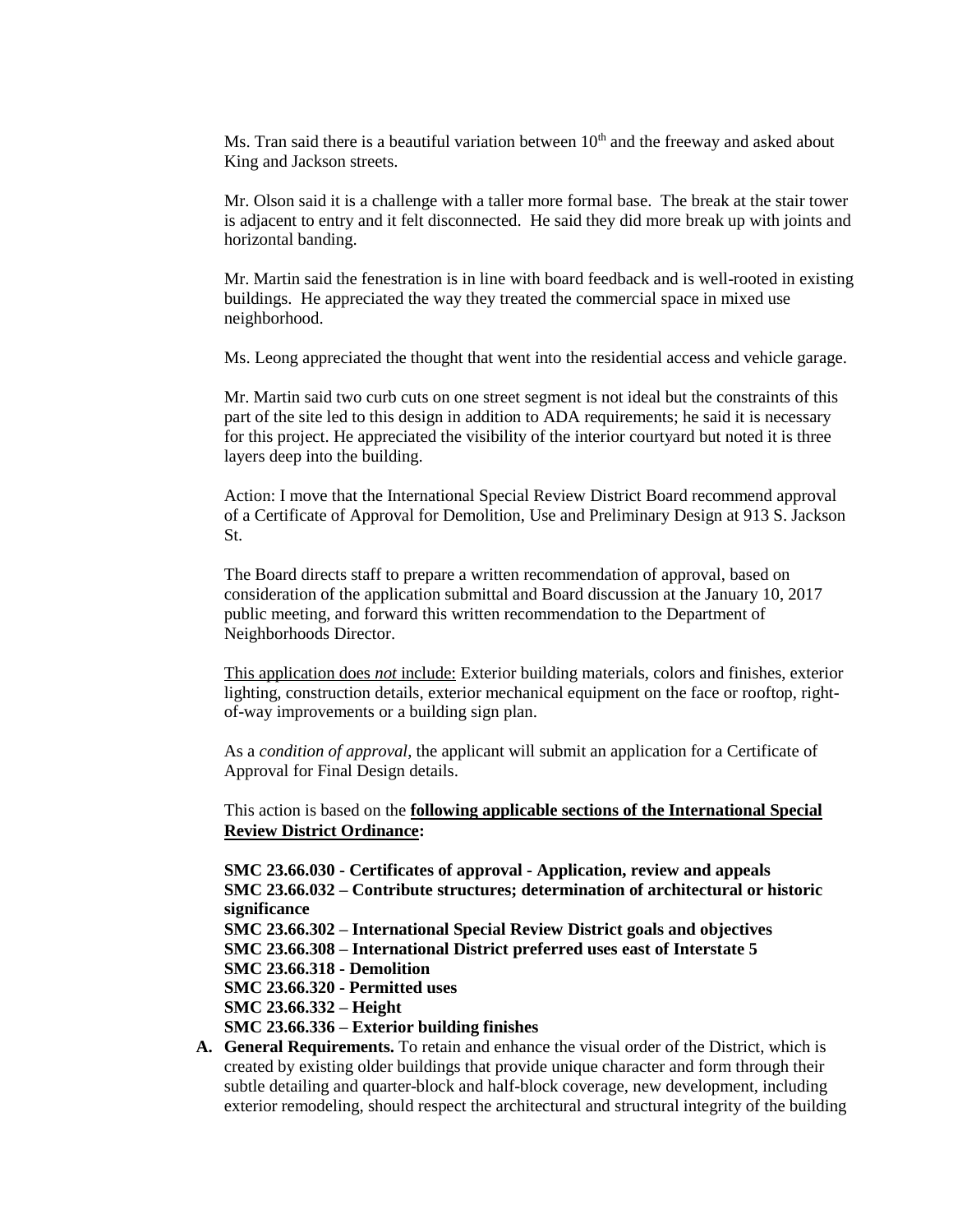Ms. Tran said there is a beautiful variation between 10th and the freeway and asked about King and Jackson streets.

Mr. Olson said it is a challenge with a taller more formal base. The break at the stair tower is adjacent to entry and it felt disconnected. He said they did more break up with joints and horizontal banding.

Mr. Martin said the fenestration is in line with board feedback and is well-rooted in existing buildings. He appreciated the way they treated the commercial space in mixed use neighborhood.

Ms. Leong appreciated the thought that went into the residential access and vehicle garage.

Mr. Martin said two curb cuts on one street segment is not ideal but the constraints of this part of the site led to this design in addition to ADA requirements; he said it is necessary for this project. He appreciated the visibility of the interior courtyard but noted it is three layers deep into the building.

Action: I move that the International Special Review District Board recommend approval of a Certificate of Approval for Demolition, Use and Preliminary Design at 913 S. Jackson St.

The Board directs staff to prepare a written recommendation of approval, based on consideration of the application submittal and Board discussion at the January 10, 2017 public meeting, and forward this written recommendation to the Department of Neighborhoods Director.

This application does *not* include: Exterior building materials, colors and finishes, exterior lighting, construction details, exterior mechanical equipment on the face or rooftop, right-of-way improvements or a building sign plan.

As a *condition of approval*, the applicant will submit an application for a Certificate of Approval for Final Design details.

This action is based on the **following applicable sections of the International Special Review District Ordinance:**

**SMC 23.66.030 - Certificates of approval - Application, review and appeals**
**SMC 23.66.032 – Contribute structures; determination of architectural or historic significance**
**SMC 23.66.302 – International Special Review District goals and objectives**
**SMC 23.66.308 – International District preferred uses east of Interstate 5**
**SMC 23.66.318 - Demolition**
**SMC 23.66.320 - Permitted uses**
**SMC 23.66.332 – Height**
**SMC 23.66.336 – Exterior building finishes**

**A. General Requirements.** To retain and enhance the visual order of the District, which is created by existing older buildings that provide unique character and form through their subtle detailing and quarter-block and half-block coverage, new development, including exterior remodeling, should respect the architectural and structural integrity of the building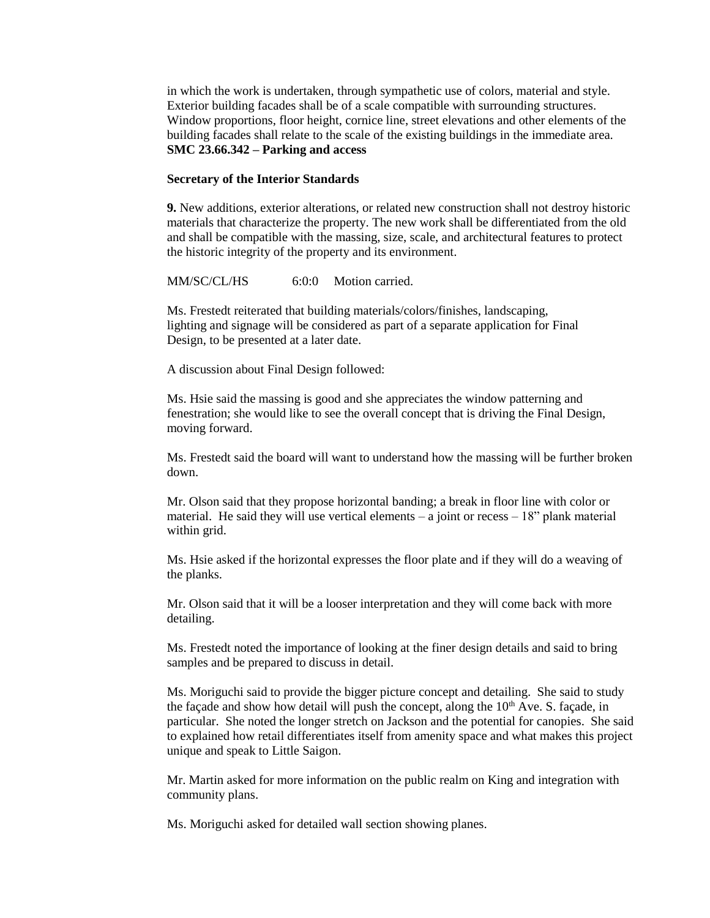in which the work is undertaken, through sympathetic use of colors, material and style. Exterior building facades shall be of a scale compatible with surrounding structures. Window proportions, floor height, cornice line, street elevations and other elements of the building facades shall relate to the scale of the existing buildings in the immediate area.
**SMC 23.66.342 – Parking and access**

**Secretary of the Interior Standards**

**9.** New additions, exterior alterations, or related new construction shall not destroy historic materials that characterize the property. The new work shall be differentiated from the old and shall be compatible with the massing, size, scale, and architectural features to protect the historic integrity of the property and its environment.

MM/SC/CL/HS 6:0:0 Motion carried.

Ms. Frestedt reiterated that building materials/colors/finishes, landscaping, lighting and signage will be considered as part of a separate application for Final Design, to be presented at a later date.

A discussion about Final Design followed:

Ms. Hsie said the massing is good and she appreciates the window patterning and fenestration; she would like to see the overall concept that is driving the Final Design, moving forward.

Ms. Frestedt said the board will want to understand how the massing will be further broken down.

Mr. Olson said that they propose horizontal banding; a break in floor line with color or material. He said they will use vertical elements – a joint or recess – 18" plank material within grid.

Ms. Hsie asked if the horizontal expresses the floor plate and if they will do a weaving of the planks.

Mr. Olson said that it will be a looser interpretation and they will come back with more detailing.

Ms. Frestedt noted the importance of looking at the finer design details and said to bring samples and be prepared to discuss in detail.

Ms. Moriguchi said to provide the bigger picture concept and detailing. She said to study the façade and show how detail will push the concept, along the 10th Ave. S. façade, in particular. She noted the longer stretch on Jackson and the potential for canopies. She said to explained how retail differentiates itself from amenity space and what makes this project unique and speak to Little Saigon.

Mr. Martin asked for more information on the public realm on King and integration with community plans.

Ms. Moriguchi asked for detailed wall section showing planes.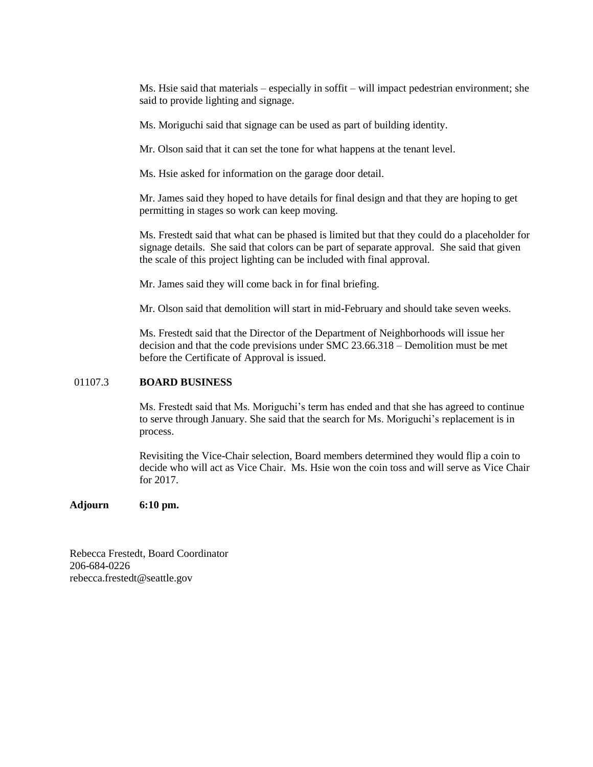Ms. Hsie said that materials – especially in soffit – will impact pedestrian environment; she said to provide lighting and signage.

Ms. Moriguchi said that signage can be used as part of building identity.

Mr. Olson said that it can set the tone for what happens at the tenant level.

Ms. Hsie asked for information on the garage door detail.

Mr. James said they hoped to have details for final design and that they are hoping to get permitting in stages so work can keep moving.

Ms. Frestedt said that what can be phased is limited but that they could do a placeholder for signage details. She said that colors can be part of separate approval. She said that given the scale of this project lighting can be included with final approval.

Mr. James said they will come back in for final briefing.

Mr. Olson said that demolition will start in mid-February and should take seven weeks.

Ms. Frestedt said that the Director of the Department of Neighborhoods will issue her decision and that the code previsions under SMC 23.66.318 – Demolition must be met before the Certificate of Approval is issued.

01107.3 **BOARD BUSINESS**

Ms. Frestedt said that Ms. Moriguchi's term has ended and that she has agreed to continue to serve through January. She said that the search for Ms. Moriguchi's replacement is in process.

Revisiting the Vice-Chair selection, Board members determined they would flip a coin to decide who will act as Vice Chair. Ms. Hsie won the coin toss and will serve as Vice Chair for 2017.

**Adjourn 6:10 pm.**

Rebecca Frestedt, Board Coordinator
206-684-0226
rebecca.frestedt@seattle.gov